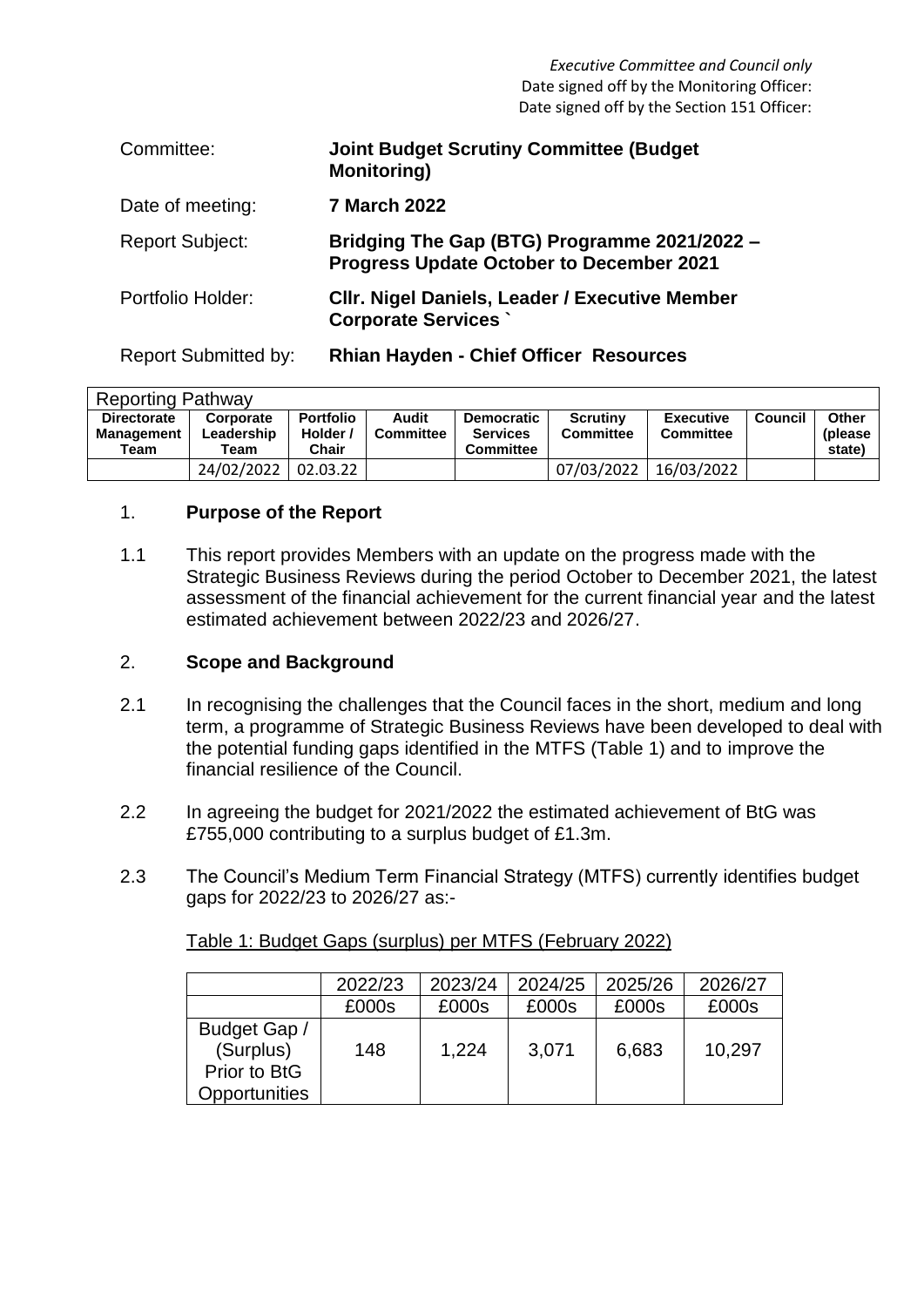*Executive Committee and Council only*
Date signed off by the Monitoring Officer:
Date signed off by the Section 151 Officer:

| | |
|---|---|
| Committee: | **Joint Budget Scrutiny Committee (Budget Monitoring)** |
| Date of meeting: | **7 March 2022** |
| Report Subject: | **Bridging The Gap (BTG) Programme 2021/2022 – Progress Update October to December 2021** |
| Portfolio Holder: | **Cllr. Nigel Daniels, Leader / Executive Member Corporate Services `** |
| Report Submitted by: | **Rhian Hayden - Chief Officer Resources** |

| Reporting Pathway | | | | | | | | |
|---|---|---|---|---|---|---|---|---|
| **Directorate Management Team** | **Corporate Leadership Team** | **Portfolio Holder / Chair** | **Audit Committee** | **Democratic Services Committee** | **Scrutiny Committee** | **Executive Committee** | **Council** | **Other (please state)** |
| | 24/02/2022 | 02.03.22 | | | 07/03/2022 | 16/03/2022 | | |

## 1. Purpose of the Report

1.1 This report provides Members with an update on the progress made with the Strategic Business Reviews during the period October to December 2021, the latest assessment of the financial achievement for the current financial year and the latest estimated achievement between 2022/23 and 2026/27.

## 2. Scope and Background

2.1 In recognising the challenges that the Council faces in the short, medium and long term, a programme of Strategic Business Reviews have been developed to deal with the potential funding gaps identified in the MTFS (Table 1) and to improve the financial resilience of the Council.

2.2 In agreeing the budget for 2021/2022 the estimated achievement of BtG was £755,000 contributing to a surplus budget of £1.3m.

2.3 The Council's Medium Term Financial Strategy (MTFS) currently identifies budget gaps for 2022/23 to 2026/27 as:-

Table 1: Budget Gaps (surplus) per MTFS (February 2022)

| | 2022/23 | 2023/24 | 2024/25 | 2025/26 | 2026/27 |
|---|---|---|---|---|---|
| | £000s | £000s | £000s | £000s | £000s |
| Budget Gap / (Surplus) Prior to BtG Opportunities | 148 | 1,224 | 3,071 | 6,683 | 10,297 |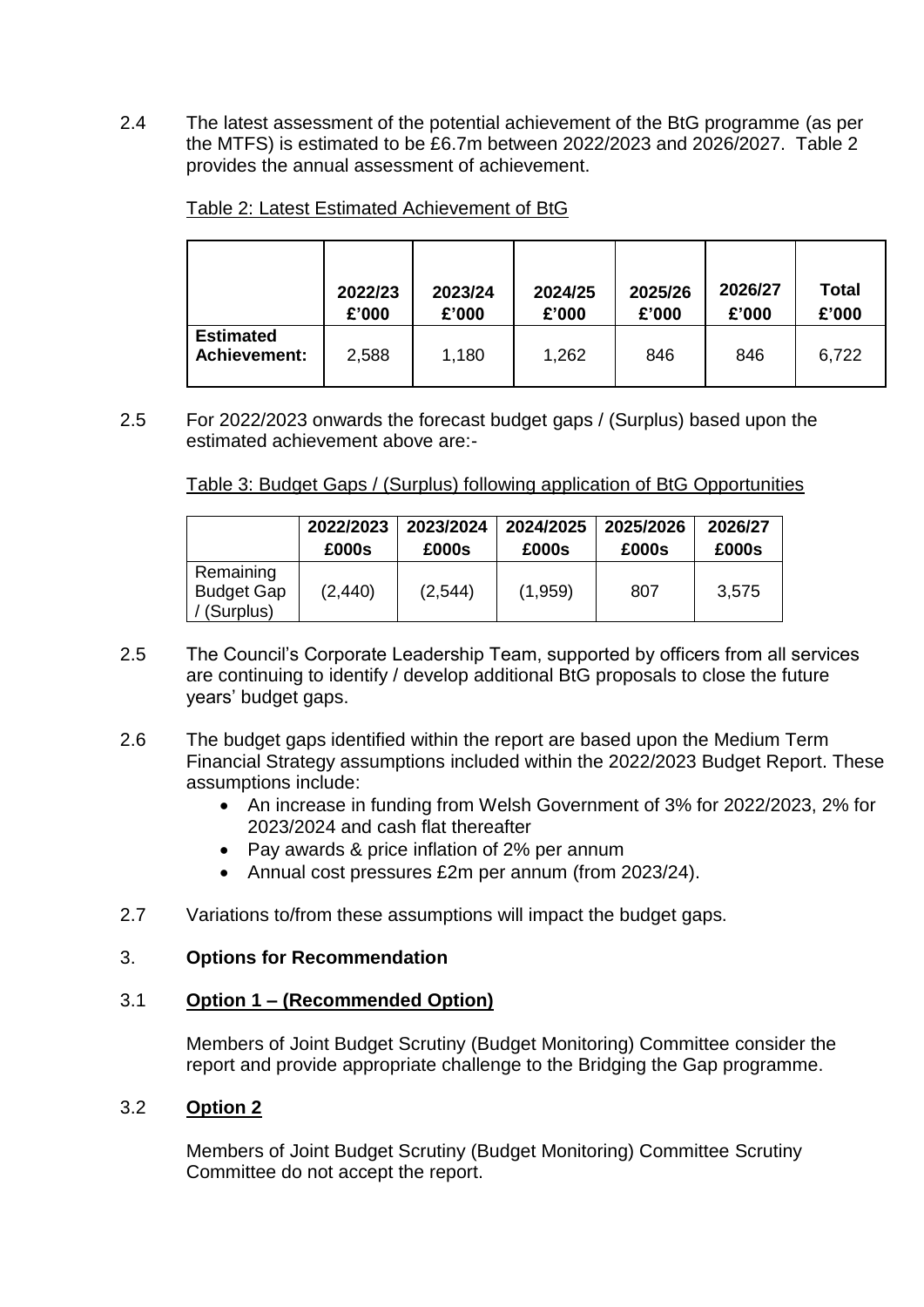2.4 The latest assessment of the potential achievement of the BtG programme (as per the MTFS) is estimated to be £6.7m between 2022/2023 and 2026/2027. Table 2 provides the annual assessment of achievement.

Table 2: Latest Estimated Achievement of BtG

| | 2022/23 £'000 | 2023/24 £'000 | 2024/25 £'000 | 2025/26 £'000 | 2026/27 £'000 | Total £'000 |
|---|---|---|---|---|---|---|
| **Estimated Achievement:** | 2,588 | 1,180 | 1,262 | 846 | 846 | 6,722 |

2.5 For 2022/2023 onwards the forecast budget gaps / (Surplus) based upon the estimated achievement above are:-

Table 3: Budget Gaps / (Surplus) following application of BtG Opportunities

| | 2022/2023 £000s | 2023/2024 £000s | 2024/2025 £000s | 2025/2026 £000s | 2026/27 £000s |
|---|---|---|---|---|---|
| Remaining Budget Gap / (Surplus) | (2,440) | (2,544) | (1,959) | 807 | 3,575 |

2.5 The Council's Corporate Leadership Team, supported by officers from all services are continuing to identify / develop additional BtG proposals to close the future years' budget gaps.

2.6 The budget gaps identified within the report are based upon the Medium Term Financial Strategy assumptions included within the 2022/2023 Budget Report. These assumptions include:

- An increase in funding from Welsh Government of 3% for 2022/2023, 2% for 2023/2024 and cash flat thereafter
- Pay awards & price inflation of 2% per annum
- Annual cost pressures £2m per annum (from 2023/24).

2.7 Variations to/from these assumptions will impact the budget gaps.

## 3. Options for Recommendation

### 3.1 Option 1 – (Recommended Option)

Members of Joint Budget Scrutiny (Budget Monitoring) Committee consider the report and provide appropriate challenge to the Bridging the Gap programme.

### 3.2 Option 2

Members of Joint Budget Scrutiny (Budget Monitoring) Committee Scrutiny Committee do not accept the report.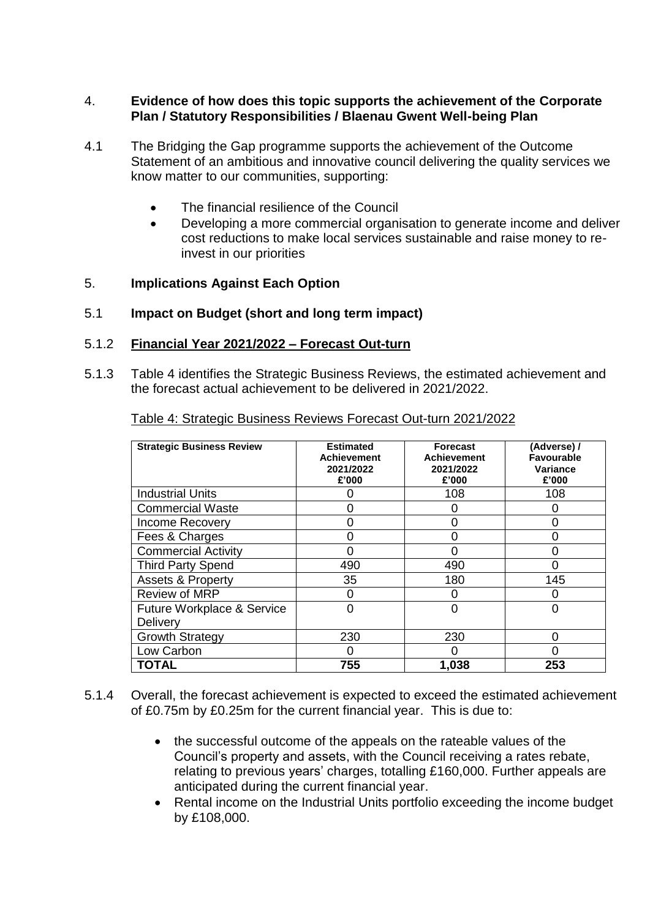## 4. Evidence of how does this topic supports the achievement of the Corporate Plan / Statutory Responsibilities / Blaenau Gwent Well-being Plan

4.1 The Bridging the Gap programme supports the achievement of the Outcome Statement of an ambitious and innovative council delivering the quality services we know matter to our communities, supporting:

- The financial resilience of the Council
- Developing a more commercial organisation to generate income and deliver cost reductions to make local services sustainable and raise money to re-invest in our priorities

## 5. Implications Against Each Option

### 5.1 Impact on Budget (short and long term impact)

### 5.1.2 Financial Year 2021/2022 – Forecast Out-turn

5.1.3 Table 4 identifies the Strategic Business Reviews, the estimated achievement and the forecast actual achievement to be delivered in 2021/2022.

Table 4: Strategic Business Reviews Forecast Out-turn 2021/2022

| Strategic Business Review | Estimated Achievement 2021/2022 £'000 | Forecast Achievement 2021/2022 £'000 | (Adverse) / Favourable Variance £'000 |
|---|---|---|---|
| Industrial Units | 0 | 108 | 108 |
| Commercial Waste | 0 | 0 | 0 |
| Income Recovery | 0 | 0 | 0 |
| Fees & Charges | 0 | 0 | 0 |
| Commercial Activity | 0 | 0 | 0 |
| Third Party Spend | 490 | 490 | 0 |
| Assets & Property | 35 | 180 | 145 |
| Review of MRP | 0 | 0 | 0 |
| Future Workplace & Service Delivery | 0 | 0 | 0 |
| Growth Strategy | 230 | 230 | 0 |
| Low Carbon | 0 | 0 | 0 |
| **TOTAL** | **755** | **1,038** | **253** |

5.1.4 Overall, the forecast achievement is expected to exceed the estimated achievement of £0.75m by £0.25m for the current financial year. This is due to:

- the successful outcome of the appeals on the rateable values of the Council's property and assets, with the Council receiving a rates rebate, relating to previous years' charges, totalling £160,000. Further appeals are anticipated during the current financial year.
- Rental income on the Industrial Units portfolio exceeding the income budget by £108,000.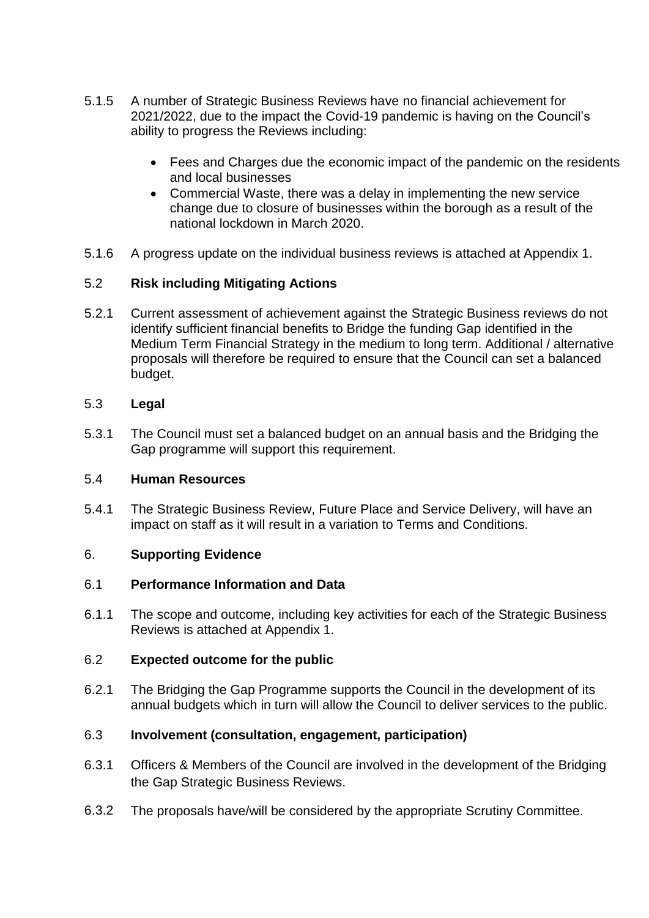5.1.5 A number of Strategic Business Reviews have no financial achievement for 2021/2022, due to the impact the Covid-19 pandemic is having on the Council's ability to progress the Reviews including:

- Fees and Charges due the economic impact of the pandemic on the residents and local businesses
- Commercial Waste, there was a delay in implementing the new service change due to closure of businesses within the borough as a result of the national lockdown in March 2020.

5.1.6 A progress update on the individual business reviews is attached at Appendix 1.

5.2 **Risk including Mitigating Actions**

5.2.1 Current assessment of achievement against the Strategic Business reviews do not identify sufficient financial benefits to Bridge the funding Gap identified in the Medium Term Financial Strategy in the medium to long term. Additional / alternative proposals will therefore be required to ensure that the Council can set a balanced budget.

5.3 **Legal**

5.3.1 The Council must set a balanced budget on an annual basis and the Bridging the Gap programme will support this requirement.

5.4 **Human Resources**

5.4.1 The Strategic Business Review, Future Place and Service Delivery, will have an impact on staff as it will result in a variation to Terms and Conditions.

6. **Supporting Evidence**

6.1 **Performance Information and Data**

6.1.1 The scope and outcome, including key activities for each of the Strategic Business Reviews is attached at Appendix 1.

6.2 **Expected outcome for the public**

6.2.1 The Bridging the Gap Programme supports the Council in the development of its annual budgets which in turn will allow the Council to deliver services to the public.

6.3 **Involvement (consultation, engagement, participation)**

6.3.1 Officers & Members of the Council are involved in the development of the Bridging the Gap Strategic Business Reviews.

6.3.2 The proposals have/will be considered by the appropriate Scrutiny Committee.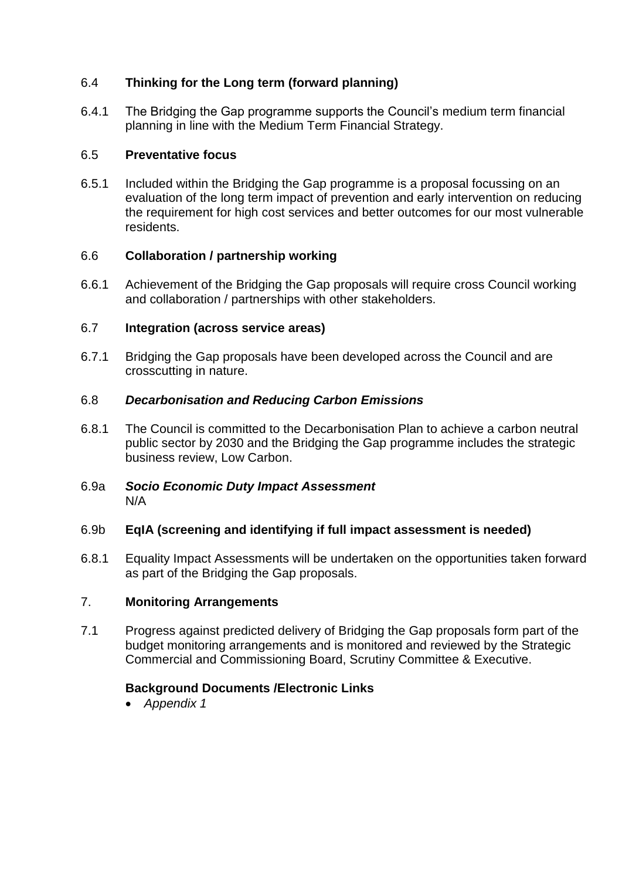6.4 **Thinking for the Long term (forward planning)**

6.4.1 The Bridging the Gap programme supports the Council's medium term financial planning in line with the Medium Term Financial Strategy.

6.5 **Preventative focus**

6.5.1 Included within the Bridging the Gap programme is a proposal focussing on an evaluation of the long term impact of prevention and early intervention on reducing the requirement for high cost services and better outcomes for our most vulnerable residents.

6.6 **Collaboration / partnership working**

6.6.1 Achievement of the Bridging the Gap proposals will require cross Council working and collaboration / partnerships with other stakeholders.

6.7 **Integration (across service areas)**

6.7.1 Bridging the Gap proposals have been developed across the Council and are crosscutting in nature.

6.8 ***Decarbonisation and Reducing Carbon Emissions***

6.8.1 The Council is committed to the Decarbonisation Plan to achieve a carbon neutral public sector by 2030 and the Bridging the Gap programme includes the strategic business review, Low Carbon.

6.9a ***Socio Economic Duty Impact Assessment***
N/A

6.9b **EqIA (screening and identifying if full impact assessment is needed)**

6.8.1 Equality Impact Assessments will be undertaken on the opportunities taken forward as part of the Bridging the Gap proposals.

7. **Monitoring Arrangements**

7.1 Progress against predicted delivery of Bridging the Gap proposals form part of the budget monitoring arrangements and is monitored and reviewed by the Strategic Commercial and Commissioning Board, Scrutiny Committee & Executive.

**Background Documents /Electronic Links**

- *Appendix 1*